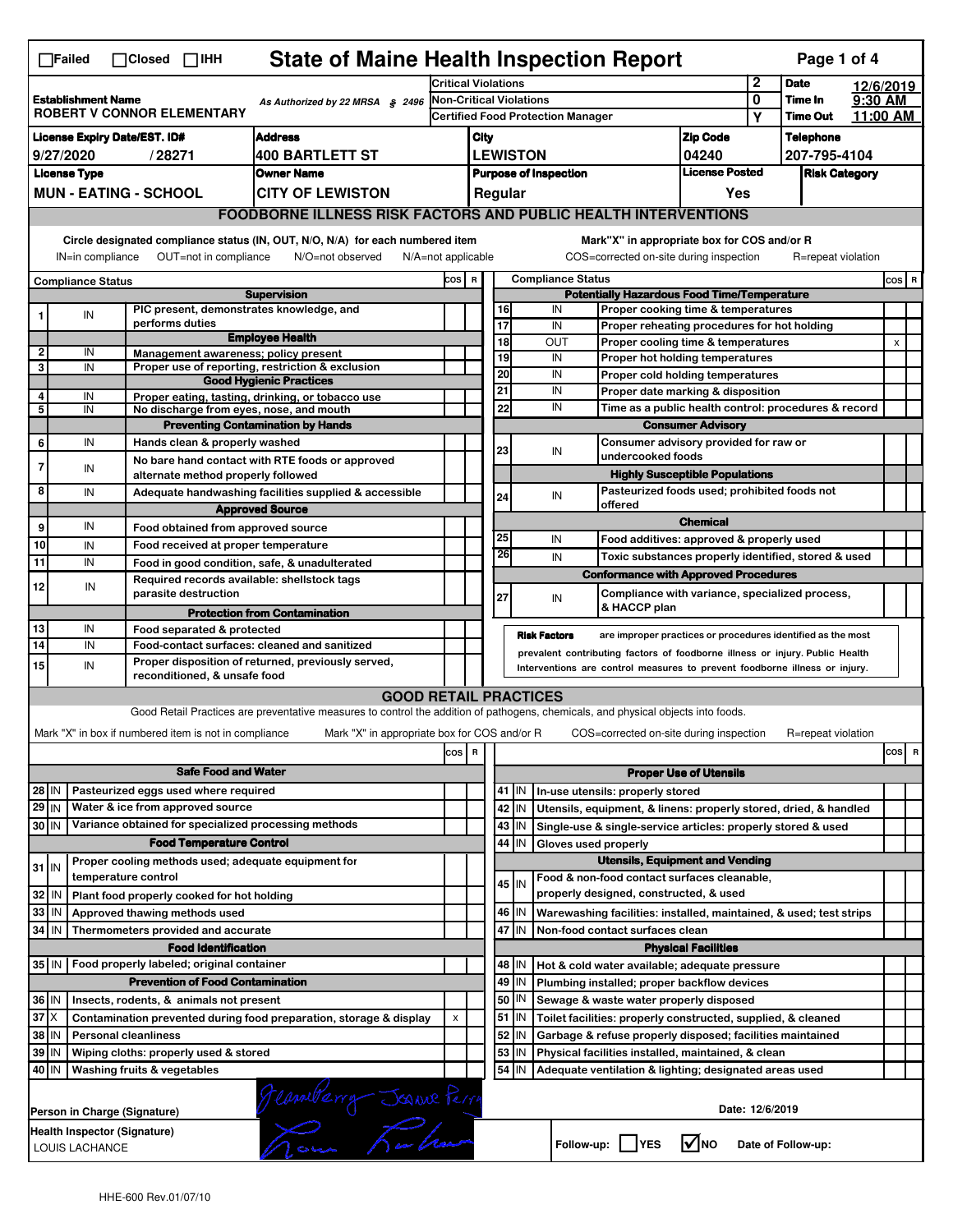# State of Maine Health Inspection Report

☐Failed ☐Closed ☐IHH

| | | | |
|---|---|---|---|
| **Establishment Name** ROBERT V CONNOR ELEMENTARY | As Authorized by 22 MRSA § 2496 | Critical Violations: 2 | **Date** 12/6/2019 |
| | | Non-Critical Violations: 0 | **Time In** 9:30 AM |
| | | Certified Food Protection Manager: Y | **Time Out** 11:00 AM |
| **License Expiry Date/EST. ID#** 9/27/2020 / 28271 | **Address** 400 BARTLETT ST | **City** LEWISTON | **Zip Code** 04240 |
| **Telephone** 207-795-4104 | | | |
| **License Type** MUN - EATING - SCHOOL | **Owner Name** CITY OF LEWISTON | **Purpose of Inspection** Regular | **License Posted** Yes |
| **Risk Category** | | | |

## FOODBORNE ILLNESS RISK FACTORS AND PUBLIC HEALTH INTERVENTIONS

Circle designated compliance status (IN, OUT, N/O, N/A) for each numbered item
IN=in compliance OUT=not in compliance N/O=not observed N/A=not applicable

Mark"X" in appropriate box for COS and/or R
COS=corrected on-site during inspection R=repeat violation

| # | Compliance Status | Item | COS | R |
|---|---|---|---|---|
| | | **Supervision** | | |
| 1 | IN | PIC present, demonstrates knowledge, and performs duties | | |
| | | **Employee Health** | | |
| 2 | IN | Management awareness; policy present | | |
| 3 | IN | Proper use of reporting, restriction & exclusion | | |
| | | **Good Hygienic Practices** | | |
| 4 | IN | Proper eating, tasting, drinking, or tobacco use | | |
| 5 | IN | No discharge from eyes, nose, and mouth | | |
| | | **Preventing Contamination by Hands** | | |
| 6 | IN | Hands clean & properly washed | | |
| 7 | IN | No bare hand contact with RTE foods or approved alternate method properly followed | | |
| 8 | IN | Adequate handwashing facilities supplied & accessible | | |
| | | **Approved Source** | | |
| 9 | IN | Food obtained from approved source | | |
| 10 | IN | Food received at proper temperature | | |
| 11 | IN | Food in good condition, safe, & unadulterated | | |
| 12 | IN | Required records available: shellstock tags parasite destruction | | |
| | | **Protection from Contamination** | | |
| 13 | IN | Food separated & protected | | |
| 14 | IN | Food-contact surfaces: cleaned and sanitized | | |
| 15 | IN | Proper disposition of returned, previously served, reconditioned, & unsafe food | | |
| | | **Potentially Hazardous Food Time/Temperature** | | |
| 16 | IN | Proper cooking time & temperatures | | |
| 17 | IN | Proper reheating procedures for hot holding | | |
| 18 | OUT | Proper cooling time & temperatures | | x |
| 19 | IN | Proper hot holding temperatures | | |
| 20 | IN | Proper cold holding temperatures | | |
| 21 | IN | Proper date marking & disposition | | |
| 22 | IN | Time as a public health control: procedures & record | | |
| | | **Consumer Advisory** | | |
| 23 | IN | Consumer advisory provided for raw or undercooked foods | | |
| | | **Highly Susceptible Populations** | | |
| 24 | IN | Pasteurized foods used; prohibited foods not offered | | |
| | | **Chemical** | | |
| 25 | IN | Food additives: approved & properly used | | |
| 26 | IN | Toxic substances properly identified, stored & used | | |
| | | **Conformance with Approved Procedures** | | |
| 27 | IN | Compliance with variance, specialized process, & HACCP plan | | |

**Risk Factors** are improper practices or procedures identified as the most prevalent contributing factors of foodborne illness or injury. Public Health Interventions are control measures to prevent foodborne illness or injury.

## GOOD RETAIL PRACTICES

Good Retail Practices are preventative measures to control the addition of pathogens, chemicals, and physical objects into foods.

Mark "X" in box if numbered item is not in compliance Mark "X" in appropriate box for COS and/or R COS=corrected on-site during inspection R=repeat violation

| # | Status | Item | COS | R |
|---|---|---|---|---|
| | | **Safe Food and Water** | | |
| 28 | IN | Pasteurized eggs used where required | | |
| 29 | IN | Water & ice from approved source | | |
| 30 | IN | Variance obtained for specialized processing methods | | |
| | | **Food Temperature Control** | | |
| 31 | IN | Proper cooling methods used; adequate equipment for temperature control | | |
| 32 | IN | Plant food properly cooked for hot holding | | |
| 33 | IN | Approved thawing methods used | | |
| 34 | IN | Thermometers provided and accurate | | |
| | | **Food Identification** | | |
| 35 | IN | Food properly labeled; original container | | |
| | | **Prevention of Food Contamination** | | |
| 36 | IN | Insects, rodents, & animals not present | | |
| 37 | X | Contamination prevented during food preparation, storage & display | x | |
| 38 | IN | Personal cleanliness | | |
| 39 | IN | Wiping cloths: properly used & stored | | |
| 40 | IN | Washing fruits & vegetables | | |
| | | **Proper Use of Utensils** | | |
| 41 | IN | In-use utensils: properly stored | | |
| 42 | IN | Utensils, equipment, & linens: properly stored, dried, & handled | | |
| 43 | IN | Single-use & single-service articles: properly stored & used | | |
| 44 | IN | Gloves used properly | | |
| | | **Utensils, Equipment and Vending** | | |
| 45 | IN | Food & non-food contact surfaces cleanable, properly designed, constructed, & used | | |
| 46 | IN | Warewashing facilities: installed, maintained, & used; test strips | | |
| 47 | IN | Non-food contact surfaces clean | | |
| | | **Physical Facilities** | | |
| 48 | IN | Hot & cold water available; adequate pressure | | |
| 49 | IN | Plumbing installed; proper backflow devices | | |
| 50 | IN | Sewage & waste water properly disposed | | |
| 51 | IN | Toilet facilities: properly constructed, supplied, & cleaned | | |
| 52 | IN | Garbage & refuse properly disposed; facilities maintained | | |
| 53 | IN | Physical facilities installed, maintained, & clean | | |
| 54 | IN | Adequate ventilation & lighting; designated areas used | | |

Person in Charge (Signature): Jeanne Perry

Health Inspector (Signature): LOUIS LACHANCE

Date: 12/6/2019

Follow-up: ☐YES ☑NO Date of Follow-up:

HHE-600 Rev.01/07/10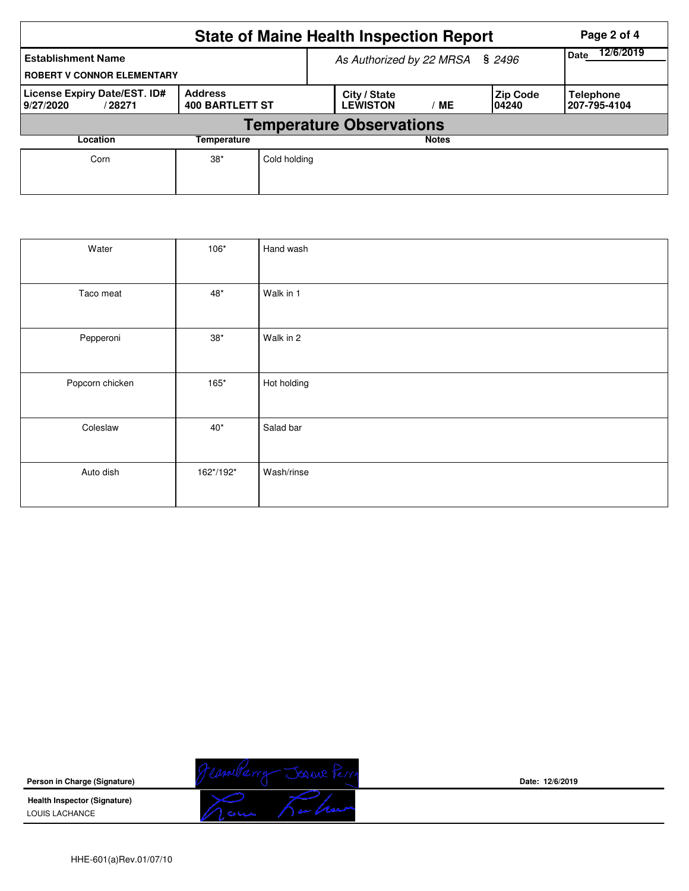# State of Maine Health Inspection Report

| Establishment Name | As Authorized by 22 MRSA § 2496 | | | Date 12/6/2019 |
|---|---|---|---|---|
| ROBERT V CONNOR ELEMENTARY | | | | |
| **License Expiry Date/EST. ID#** 9/27/2020 / 28271 | **Address** 400 BARTLETT ST | **City / State** LEWISTON / ME | **Zip Code** 04240 | **Telephone** 207-795-4104 |

## Temperature Observations

| Location | Temperature | Notes |
|---|---|---|
| Corn | 38* | Cold holding |
| Water | 106* | Hand wash |
| Taco meat | 48* | Walk in 1 |
| Pepperoni | 38* | Walk in 2 |
| Popcorn chicken | 165* | Hot holding |
| Coleslaw | 40* | Salad bar |
| Auto dish | 162*/192* | Wash/rinse |

**Person in Charge (Signature)** Jeanne Perry Jeanne Perry

Date: 12/6/2019

**Health Inspector (Signature)**
LOUIS LACHANCE

HHE-601(a)Rev.01/07/10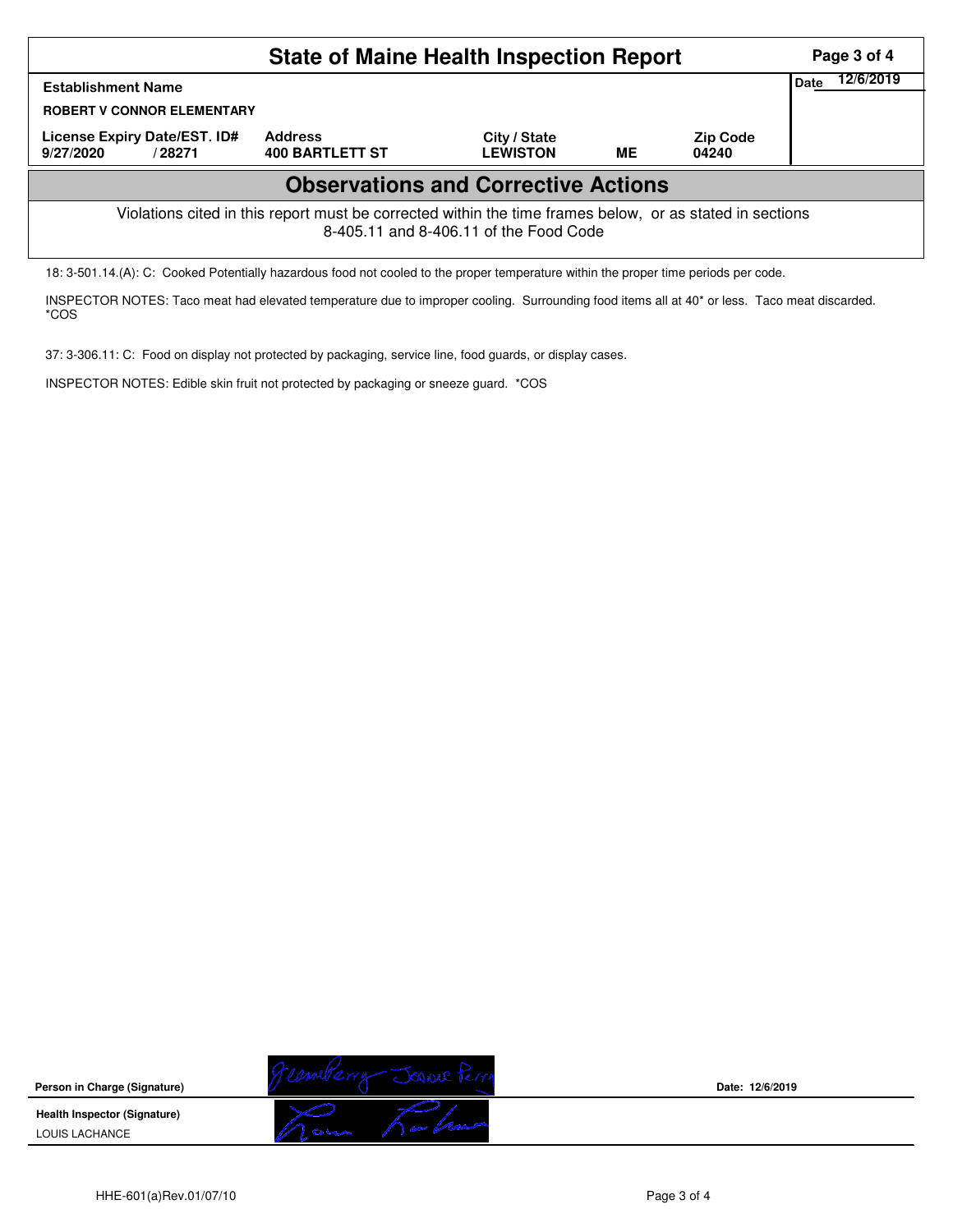# State of Maine Health Inspection Report

| Establishment Name | | | | | Date 12/6/2019 |
|---|---|---|---|---|---|
| ROBERT V CONNOR ELEMENTARY | | | | | |
| License Expiry Date/EST. ID# | Address | City / State | | Zip Code | |
| 9/27/2020 / 28271 | 400 BARTLETT ST | LEWISTON | ME | 04240 | |

## Observations and Corrective Actions

Violations cited in this report must be corrected within the time frames below, or as stated in sections 8-405.11 and 8-406.11 of the Food Code

18: 3-501.14.(A): C: Cooked Potentially hazardous food not cooled to the proper temperature within the proper time periods per code.

INSPECTOR NOTES: Taco meat had elevated temperature due to improper cooling. Surrounding food items all at 40* or less. Taco meat discarded. *COS

37: 3-306.11: C: Food on display not protected by packaging, service line, food guards, or display cases.

INSPECTOR NOTES: Edible skin fruit not protected by packaging or sneeze guard. *COS

| | | |
|---|---|---|
| Person in Charge (Signature) | Jeanne Perry Jeanne Perry | Date: 12/6/2019 |
| Health Inspector (Signature) LOUIS LACHANCE | Louis Lachance | |

HHE-601(a)Rev.01/07/10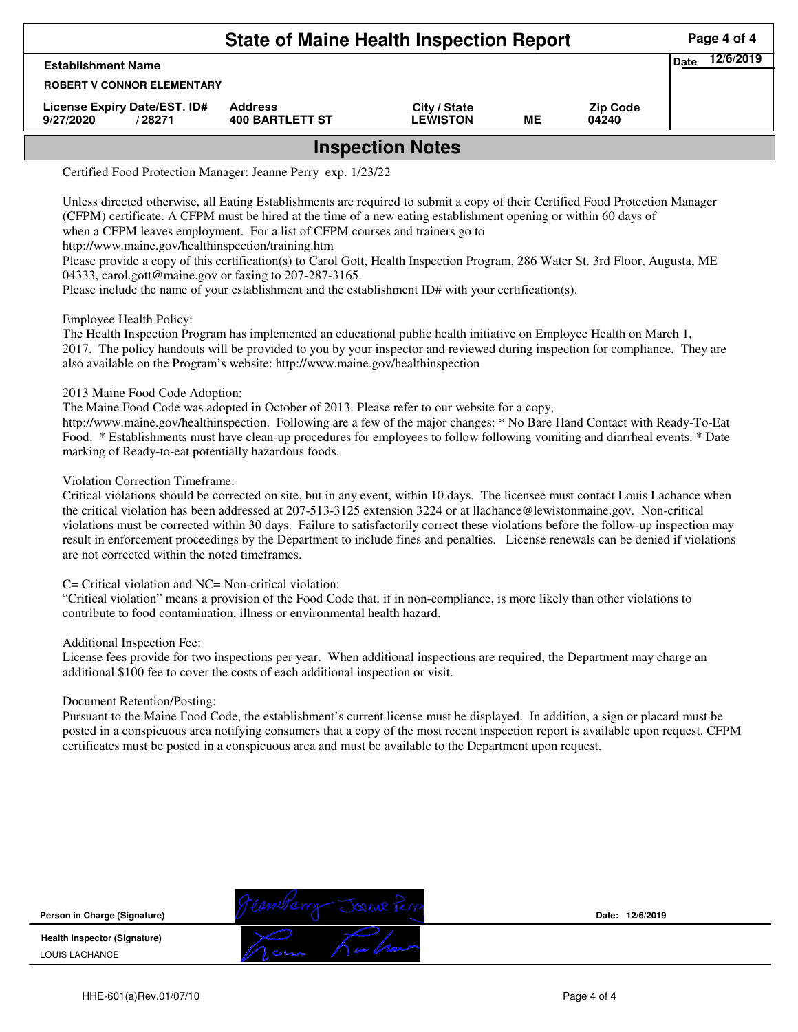# State of Maine Health Inspection Report

| | | | | | |
|---|---|---|---|---|---|
| **Establishment Name** | | | | | **Date** 12/6/2019 |
| **ROBERT V CONNOR ELEMENTARY** | | | | | |
| **License Expiry Date/EST. ID#** 9/27/2020 / 28271 | **Address** 400 BARTLETT ST | **City / State** LEWISTON | ME | **Zip Code** 04240 | |

## Inspection Notes

Certified Food Protection Manager: Jeanne Perry exp. 1/23/22

Unless directed otherwise, all Eating Establishments are required to submit a copy of their Certified Food Protection Manager (CFPM) certificate. A CFPM must be hired at the time of a new eating establishment opening or within 60 days of when a CFPM leaves employment. For a list of CFPM courses and trainers go to http://www.maine.gov/healthinspection/training.htm
Please provide a copy of this certification(s) to Carol Gott, Health Inspection Program, 286 Water St. 3rd Floor, Augusta, ME 04333, carol.gott@maine.gov or faxing to 207-287-3165.
Please include the name of your establishment and the establishment ID# with your certification(s).

Employee Health Policy:
The Health Inspection Program has implemented an educational public health initiative on Employee Health on March 1, 2017. The policy handouts will be provided to you by your inspector and reviewed during inspection for compliance. They are also available on the Program's website: http://www.maine.gov/healthinspection

2013 Maine Food Code Adoption:
The Maine Food Code was adopted in October of 2013. Please refer to our website for a copy, http://www.maine.gov/healthinspection. Following are a few of the major changes: * No Bare Hand Contact with Ready-To-Eat Food. * Establishments must have clean-up procedures for employees to follow following vomiting and diarrheal events. * Date marking of Ready-to-eat potentially hazardous foods.

Violation Correction Timeframe:
Critical violations should be corrected on site, but in any event, within 10 days. The licensee must contact Louis Lachance when the critical violation has been addressed at 207-513-3125 extension 3224 or at llachance@lewistonmaine.gov. Non-critical violations must be corrected within 30 days. Failure to satisfactorily correct these violations before the follow-up inspection may result in enforcement proceedings by the Department to include fines and penalties. License renewals can be denied if violations are not corrected within the noted timeframes.

C= Critical violation and NC= Non-critical violation:
"Critical violation" means a provision of the Food Code that, if in non-compliance, is more likely than other violations to contribute to food contamination, illness or environmental health hazard.

Additional Inspection Fee:
License fees provide for two inspections per year. When additional inspections are required, the Department may charge an additional $100 fee to cover the costs of each additional inspection or visit.

Document Retention/Posting:
Pursuant to the Maine Food Code, the establishment's current license must be displayed. In addition, a sign or placard must be posted in a conspicuous area notifying consumers that a copy of the most recent inspection report is available upon request. CFPM certificates must be posted in a conspicuous area and must be available to the Department upon request.

**Person in Charge (Signature)** Jeanne Perry Jeanne Perry  **Date:** 12/6/2019

**Health Inspector (Signature)** LOUIS LACHANCE

HHE-601(a)Rev.01/07/10